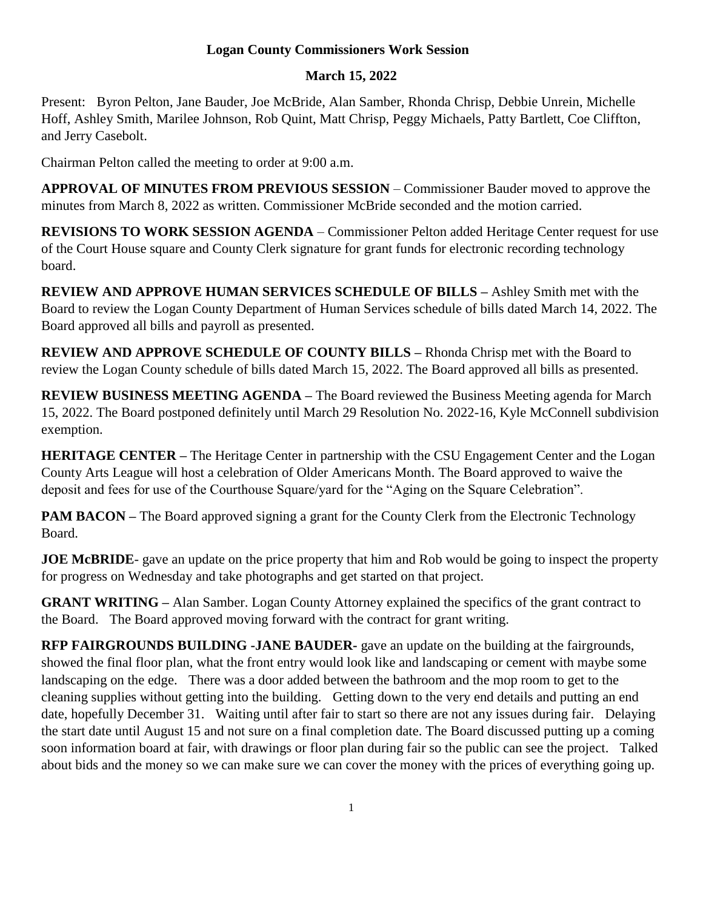# Logan County Commissioners Work Session

## March 15, 2022

Present: Byron Pelton, Jane Bauder, Joe McBride, Alan Samber, Rhonda Chrisp, Debbie Unrein, Michelle Hoff, Ashley Smith, Marilee Johnson, Rob Quint, Matt Chrisp, Peggy Michaels, Patty Bartlett, Coe Cliffton, and Jerry Casebolt.

Chairman Pelton called the meeting to order at 9:00 a.m.

**APPROVAL OF MINUTES FROM PREVIOUS SESSION** – Commissioner Bauder moved to approve the minutes from March 8, 2022 as written. Commissioner McBride seconded and the motion carried.

**REVISIONS TO WORK SESSION AGENDA** – Commissioner Pelton added Heritage Center request for use of the Court House square and County Clerk signature for grant funds for electronic recording technology board.

**REVIEW AND APPROVE HUMAN SERVICES SCHEDULE OF BILLS –** Ashley Smith met with the Board to review the Logan County Department of Human Services schedule of bills dated March 14, 2022. The Board approved all bills and payroll as presented.

**REVIEW AND APPROVE SCHEDULE OF COUNTY BILLS –** Rhonda Chrisp met with the Board to review the Logan County schedule of bills dated March 15, 2022. The Board approved all bills as presented.

**REVIEW BUSINESS MEETING AGENDA –** The Board reviewed the Business Meeting agenda for March 15, 2022. The Board postponed definitely until March 29 Resolution No. 2022-16, Kyle McConnell subdivision exemption.

**HERITAGE CENTER –** The Heritage Center in partnership with the CSU Engagement Center and the Logan County Arts League will host a celebration of Older Americans Month. The Board approved to waive the deposit and fees for use of the Courthouse Square/yard for the "Aging on the Square Celebration".

**PAM BACON –** The Board approved signing a grant for the County Clerk from the Electronic Technology Board.

**JOE McBRIDE**- gave an update on the price property that him and Rob would be going to inspect the property for progress on Wednesday and take photographs and get started on that project.

**GRANT WRITING –** Alan Samber. Logan County Attorney explained the specifics of the grant contract to the Board. The Board approved moving forward with the contract for grant writing.

**RFP FAIRGROUNDS BUILDING -JANE BAUDER-** gave an update on the building at the fairgrounds, showed the final floor plan, what the front entry would look like and landscaping or cement with maybe some landscaping on the edge. There was a door added between the bathroom and the mop room to get to the cleaning supplies without getting into the building. Getting down to the very end details and putting an end date, hopefully December 31. Waiting until after fair to start so there are not any issues during fair. Delaying the start date until August 15 and not sure on a final completion date. The Board discussed putting up a coming soon information board at fair, with drawings or floor plan during fair so the public can see the project. Talked about bids and the money so we can make sure we can cover the money with the prices of everything going up.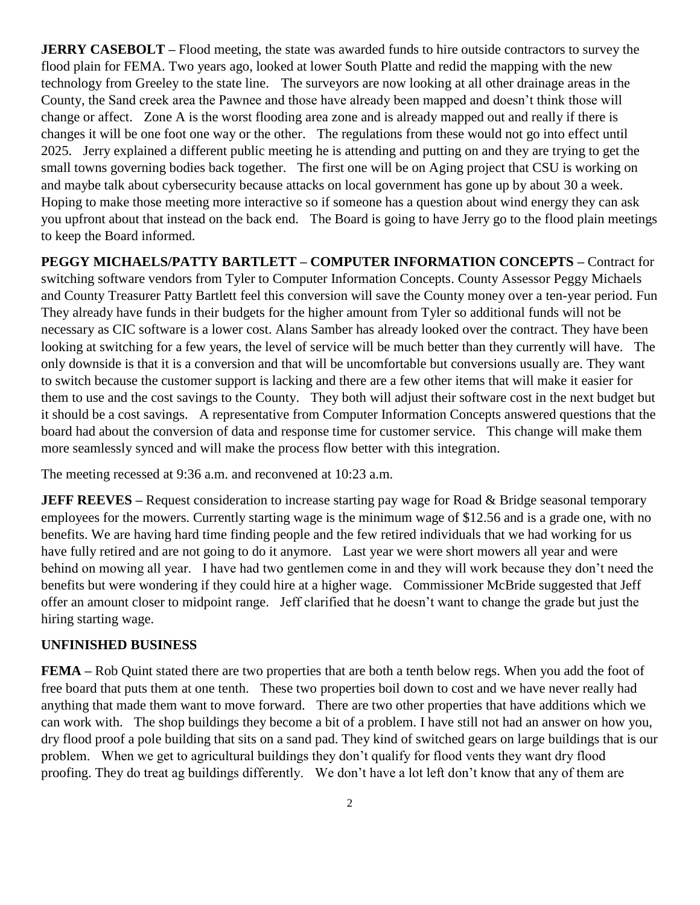**JERRY CASEBOLT –** Flood meeting, the state was awarded funds to hire outside contractors to survey the flood plain for FEMA. Two years ago, looked at lower South Platte and redid the mapping with the new technology from Greeley to the state line. The surveyors are now looking at all other drainage areas in the County, the Sand creek area the Pawnee and those have already been mapped and doesn't think those will change or affect. Zone A is the worst flooding area zone and is already mapped out and really if there is changes it will be one foot one way or the other. The regulations from these would not go into effect until 2025. Jerry explained a different public meeting he is attending and putting on and they are trying to get the small towns governing bodies back together. The first one will be on Aging project that CSU is working on and maybe talk about cybersecurity because attacks on local government has gone up by about 30 a week. Hoping to make those meeting more interactive so if someone has a question about wind energy they can ask you upfront about that instead on the back end. The Board is going to have Jerry go to the flood plain meetings to keep the Board informed.

**PEGGY MICHAELS/PATTY BARTLETT – COMPUTER INFORMATION CONCEPTS –** Contract for switching software vendors from Tyler to Computer Information Concepts. County Assessor Peggy Michaels and County Treasurer Patty Bartlett feel this conversion will save the County money over a ten-year period. Fun They already have funds in their budgets for the higher amount from Tyler so additional funds will not be necessary as CIC software is a lower cost. Alans Samber has already looked over the contract. They have been looking at switching for a few years, the level of service will be much better than they currently will have. The only downside is that it is a conversion and that will be uncomfortable but conversions usually are. They want to switch because the customer support is lacking and there are a few other items that will make it easier for them to use and the cost savings to the County. They both will adjust their software cost in the next budget but it should be a cost savings. A representative from Computer Information Concepts answered questions that the board had about the conversion of data and response time for customer service. This change will make them more seamlessly synced and will make the process flow better with this integration.

The meeting recessed at 9:36 a.m. and reconvened at 10:23 a.m.

**JEFF REEVES –** Request consideration to increase starting pay wage for Road & Bridge seasonal temporary employees for the mowers. Currently starting wage is the minimum wage of $12.56 and is a grade one, with no benefits. We are having hard time finding people and the few retired individuals that we had working for us have fully retired and are not going to do it anymore. Last year we were short mowers all year and were behind on mowing all year. I have had two gentlemen come in and they will work because they don't need the benefits but were wondering if they could hire at a higher wage. Commissioner McBride suggested that Jeff offer an amount closer to midpoint range. Jeff clarified that he doesn't want to change the grade but just the hiring starting wage.

**UNFINISHED BUSINESS**

**FEMA –** Rob Quint stated there are two properties that are both a tenth below regs. When you add the foot of free board that puts them at one tenth. These two properties boil down to cost and we have never really had anything that made them want to move forward. There are two other properties that have additions which we can work with. The shop buildings they become a bit of a problem. I have still not had an answer on how you, dry flood proof a pole building that sits on a sand pad. They kind of switched gears on large buildings that is our problem. When we get to agricultural buildings they don't qualify for flood vents they want dry flood proofing. They do treat ag buildings differently. We don't have a lot left don't know that any of them are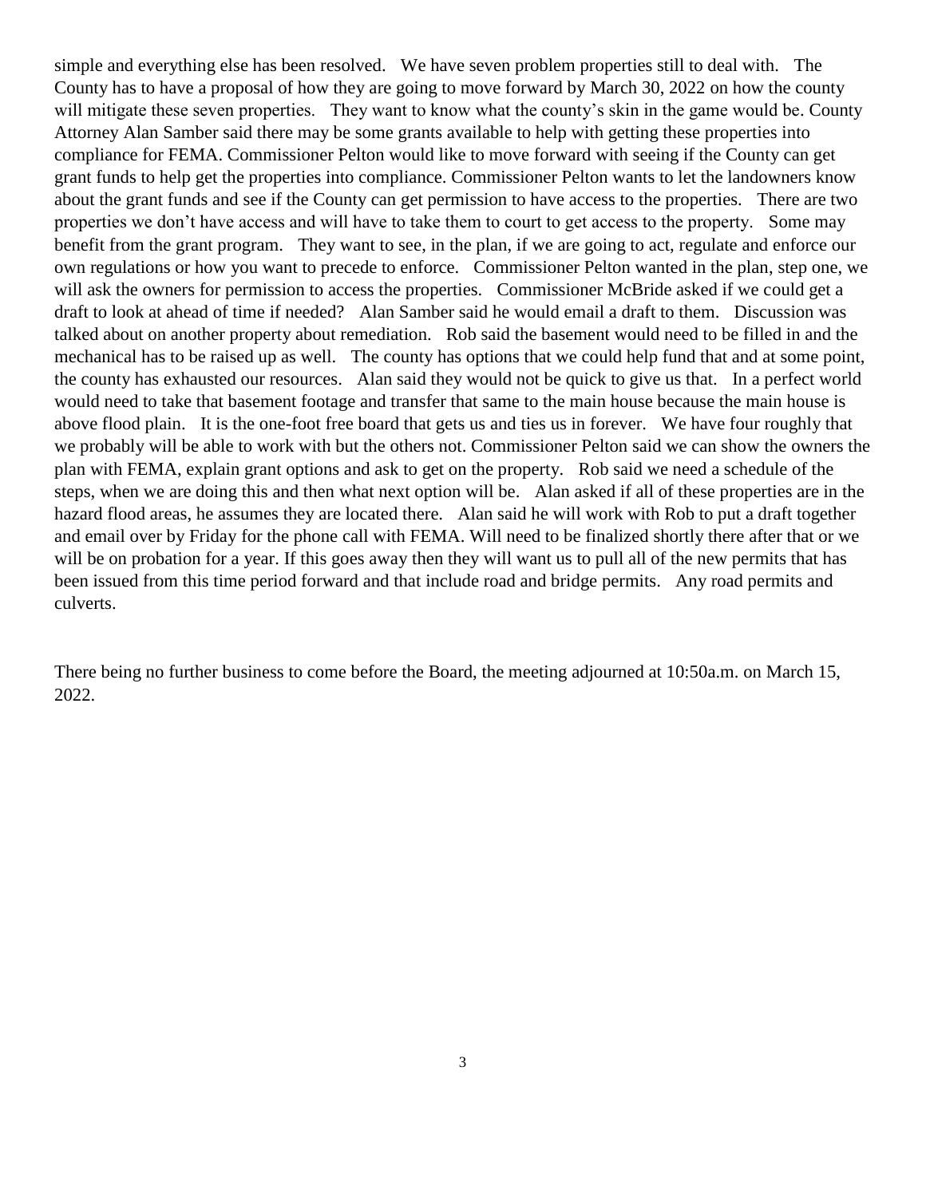simple and everything else has been resolved. We have seven problem properties still to deal with. The County has to have a proposal of how they are going to move forward by March 30, 2022 on how the county will mitigate these seven properties. They want to know what the county's skin in the game would be. County Attorney Alan Samber said there may be some grants available to help with getting these properties into compliance for FEMA. Commissioner Pelton would like to move forward with seeing if the County can get grant funds to help get the properties into compliance. Commissioner Pelton wants to let the landowners know about the grant funds and see if the County can get permission to have access to the properties. There are two properties we don't have access and will have to take them to court to get access to the property. Some may benefit from the grant program. They want to see, in the plan, if we are going to act, regulate and enforce our own regulations or how you want to precede to enforce. Commissioner Pelton wanted in the plan, step one, we will ask the owners for permission to access the properties. Commissioner McBride asked if we could get a draft to look at ahead of time if needed? Alan Samber said he would email a draft to them. Discussion was talked about on another property about remediation. Rob said the basement would need to be filled in and the mechanical has to be raised up as well. The county has options that we could help fund that and at some point, the county has exhausted our resources. Alan said they would not be quick to give us that. In a perfect world would need to take that basement footage and transfer that same to the main house because the main house is above flood plain. It is the one-foot free board that gets us and ties us in forever. We have four roughly that we probably will be able to work with but the others not. Commissioner Pelton said we can show the owners the plan with FEMA, explain grant options and ask to get on the property. Rob said we need a schedule of the steps, when we are doing this and then what next option will be. Alan asked if all of these properties are in the hazard flood areas, he assumes they are located there. Alan said he will work with Rob to put a draft together and email over by Friday for the phone call with FEMA. Will need to be finalized shortly there after that or we will be on probation for a year. If this goes away then they will want us to pull all of the new permits that has been issued from this time period forward and that include road and bridge permits. Any road permits and culverts.

There being no further business to come before the Board, the meeting adjourned at 10:50a.m. on March 15, 2022.